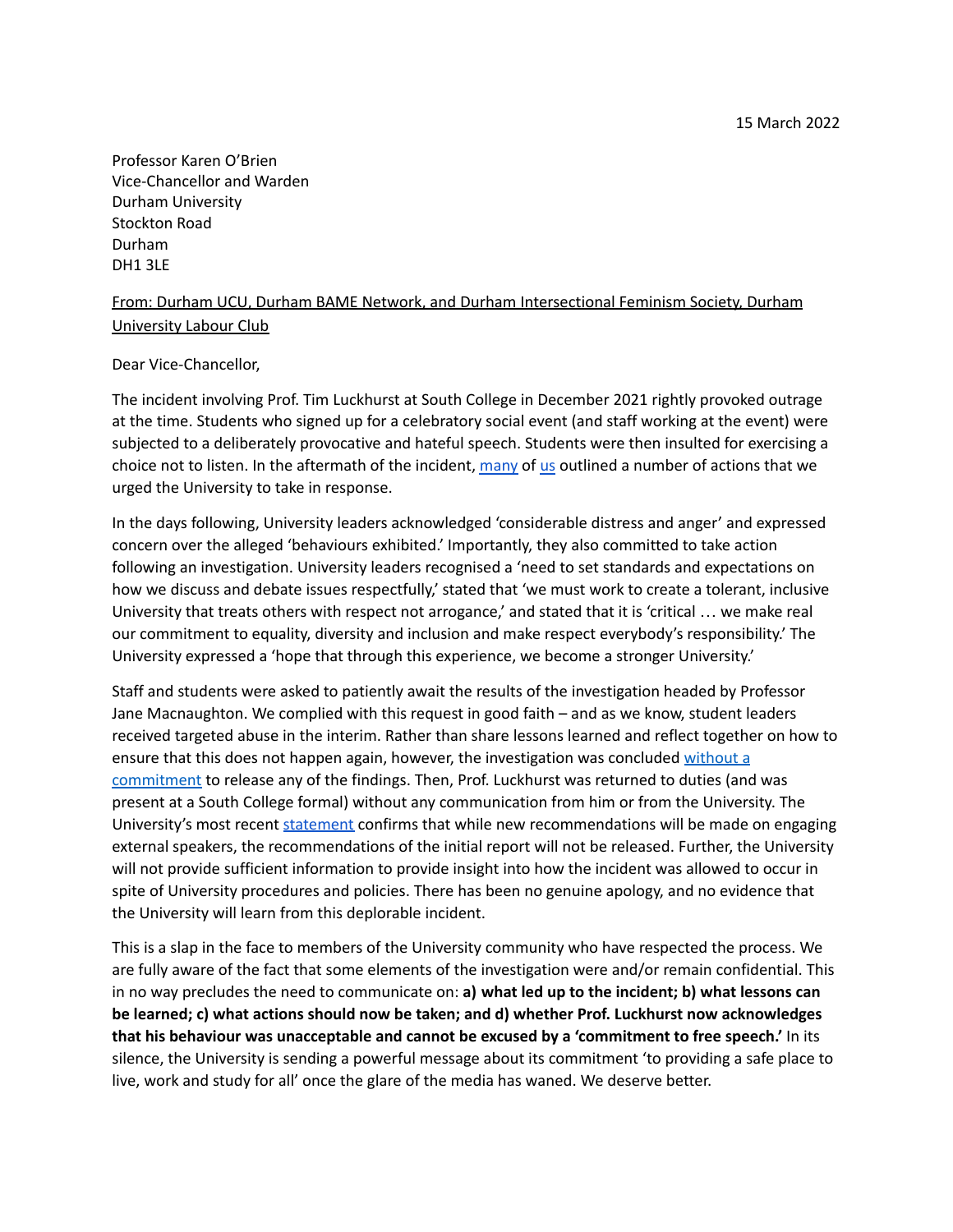15 March 2022

Professor Karen O'Brien
Vice-Chancellor and Warden
Durham University
Stockton Road
Durham
DH1 3LE

From: Durham UCU, Durham BAME Network, and Durham Intersectional Feminism Society, Durham University Labour Club

Dear Vice-Chancellor,

The incident involving Prof. Tim Luckhurst at South College in December 2021 rightly provoked outrage at the time. Students who signed up for a celebratory social event (and staff working at the event) were subjected to a deliberately provocative and hateful speech. Students were then insulted for exercising a choice not to listen. In the aftermath of the incident, many of us outlined a number of actions that we urged the University to take in response.

In the days following, University leaders acknowledged 'considerable distress and anger' and expressed concern over the alleged 'behaviours exhibited.' Importantly, they also committed to take action following an investigation. University leaders recognised a 'need to set standards and expectations on how we discuss and debate issues respectfully,' stated that 'we must work to create a tolerant, inclusive University that treats others with respect not arrogance,' and stated that it is 'critical … we make real our commitment to equality, diversity and inclusion and make respect everybody's responsibility.' The University expressed a 'hope that through this experience, we become a stronger University.'

Staff and students were asked to patiently await the results of the investigation headed by Professor Jane Macnaughton. We complied with this request in good faith – and as we know, student leaders received targeted abuse in the interim. Rather than share lessons learned and reflect together on how to ensure that this does not happen again, however, the investigation was concluded without a commitment to release any of the findings. Then, Prof. Luckhurst was returned to duties (and was present at a South College formal) without any communication from him or from the University. The University's most recent statement confirms that while new recommendations will be made on engaging external speakers, the recommendations of the initial report will not be released. Further, the University will not provide sufficient information to provide insight into how the incident was allowed to occur in spite of University procedures and policies. There has been no genuine apology, and no evidence that the University will learn from this deplorable incident.

This is a slap in the face to members of the University community who have respected the process. We are fully aware of the fact that some elements of the investigation were and/or remain confidential. This in no way precludes the need to communicate on: **a) what led up to the incident; b) what lessons can be learned; c) what actions should now be taken; and d) whether Prof. Luckhurst now acknowledges that his behaviour was unacceptable and cannot be excused by a 'commitment to free speech.'** In its silence, the University is sending a powerful message about its commitment 'to providing a safe place to live, work and study for all' once the glare of the media has waned. We deserve better.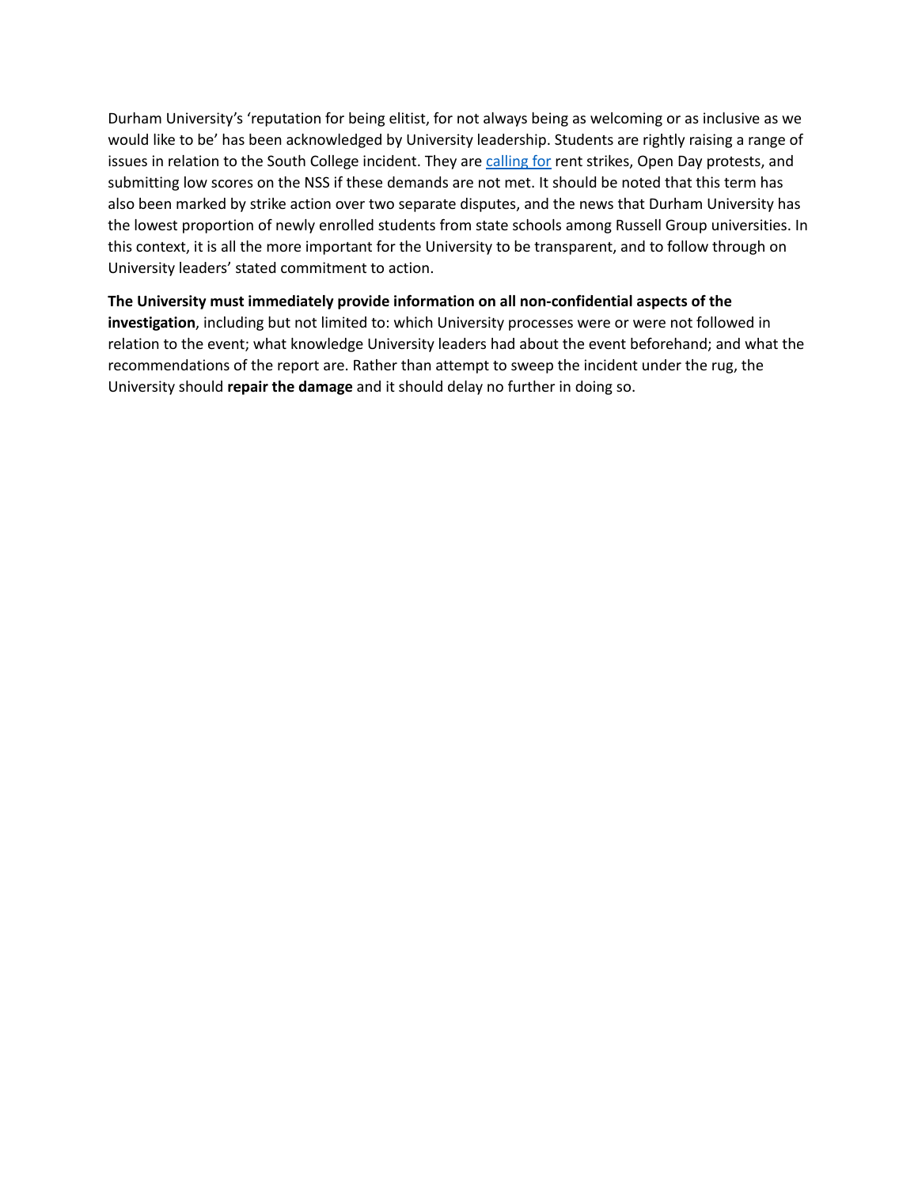Durham University's 'reputation for being elitist, for not always being as welcoming or as inclusive as we would like to be' has been acknowledged by University leadership. Students are rightly raising a range of issues in relation to the South College incident. They are calling for rent strikes, Open Day protests, and submitting low scores on the NSS if these demands are not met. It should be noted that this term has also been marked by strike action over two separate disputes, and the news that Durham University has the lowest proportion of newly enrolled students from state schools among Russell Group universities. In this context, it is all the more important for the University to be transparent, and to follow through on University leaders' stated commitment to action.

**The University must immediately provide information on all non-confidential aspects of the investigation**, including but not limited to: which University processes were or were not followed in relation to the event; what knowledge University leaders had about the event beforehand; and what the recommendations of the report are. Rather than attempt to sweep the incident under the rug, the University should **repair the damage** and it should delay no further in doing so.